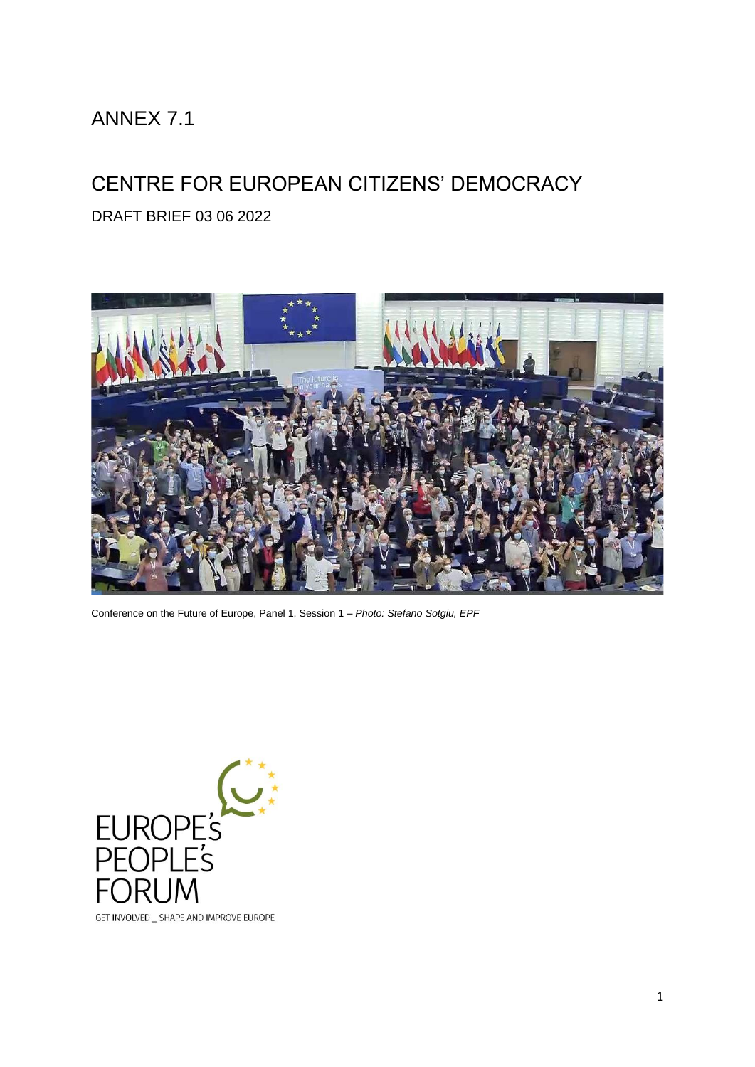ANNEX 7.1

# CENTRE FOR EUROPEAN CITIZENS' DEMOCRACY

DRAFT BRIEF 03 06 2022

Conference on the Future of Europe, Panel 1, Session 1 – *Photo: Stefano Sotgiu, EPF*

EUROPE'S PEOPLE'S FORUM

GET INVOLVED _ SHAPE AND IMPROVE EUROPE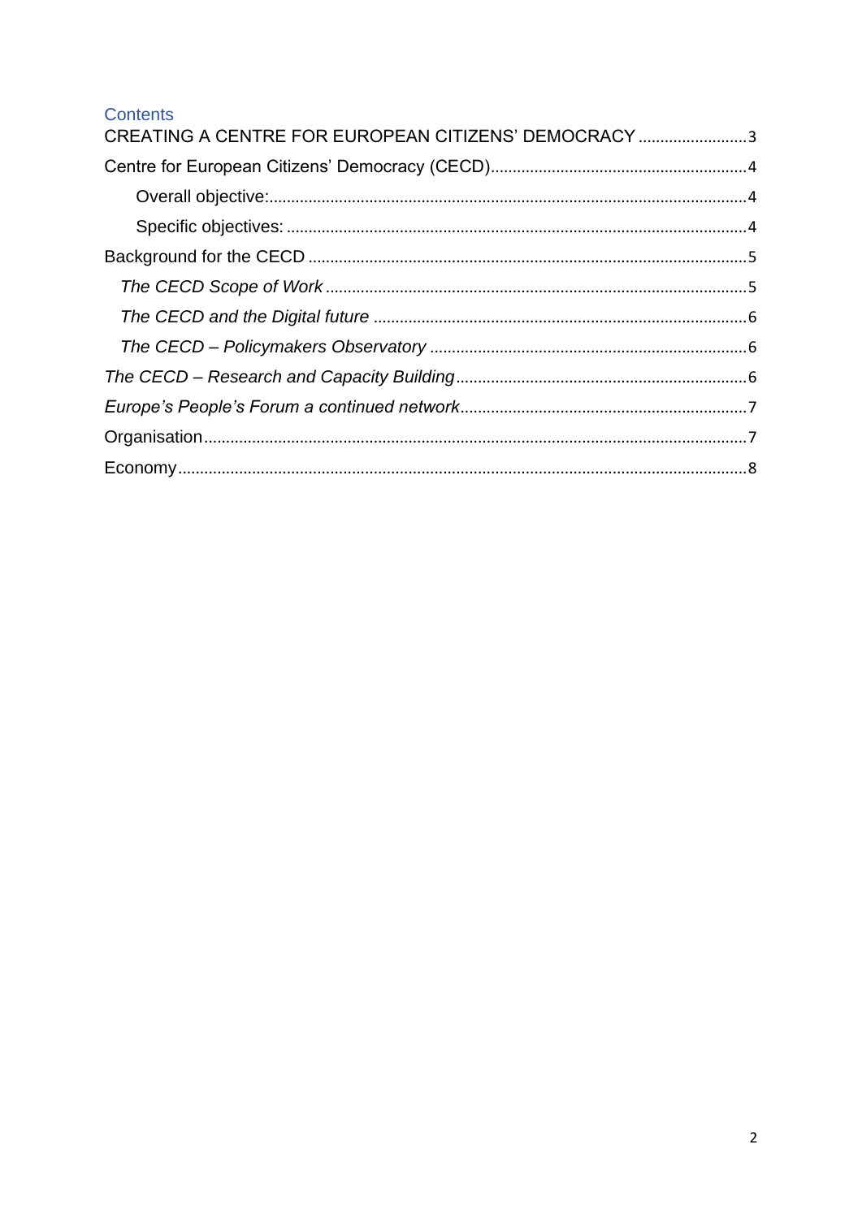## Contents

CREATING A CENTRE FOR EUROPEAN CITIZENS' DEMOCRACY ........................ 3

Centre for European Citizens' Democracy (CECD) .......................................................... 4

- Overall objective: ............................................................................................................ 4
- Specific objectives: ......................................................................................................... 4

Background for the CECD .................................................................................................... 5

- *The CECD Scope of Work* ................................................................................................ 5
- *The CECD and the Digital future* ..................................................................................... 6
- *The CECD – Policymakers Observatory* ......................................................................... 6

*The CECD – Research and Capacity Building* .................................................................. 6

*Europe's People's Forum a continued network* ................................................................. 7

Organisation ........................................................................................................................... 7

Economy ................................................................................................................................. 8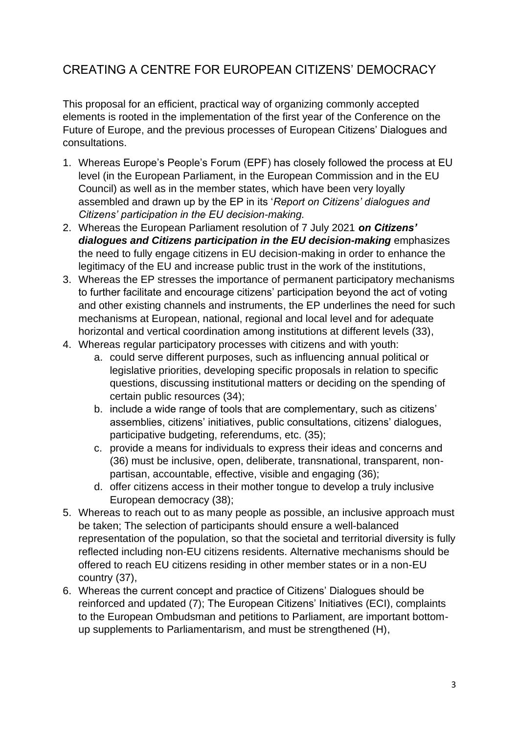## CREATING A CENTRE FOR EUROPEAN CITIZENS' DEMOCRACY

This proposal for an efficient, practical way of organizing commonly accepted elements is rooted in the implementation of the first year of the Conference on the Future of Europe, and the previous processes of European Citizens' Dialogues and consultations.

1. Whereas Europe's People's Forum (EPF) has closely followed the process at EU level (in the European Parliament, in the European Commission and in the EU Council) as well as in the member states, which have been very loyally assembled and drawn up by the EP in its '*Report on Citizens' dialogues and Citizens' participation in the EU decision-making.*
2. Whereas the European Parliament resolution of 7 July 2021 ***on Citizens' dialogues and Citizens participation in the EU decision-making*** emphasizes the need to fully engage citizens in EU decision-making in order to enhance the legitimacy of the EU and increase public trust in the work of the institutions,
3. Whereas the EP stresses the importance of permanent participatory mechanisms to further facilitate and encourage citizens' participation beyond the act of voting and other existing channels and instruments, the EP underlines the need for such mechanisms at European, national, regional and local level and for adequate horizontal and vertical coordination among institutions at different levels (33),
4. Whereas regular participatory processes with citizens and with youth:
   a. could serve different purposes, such as influencing annual political or legislative priorities, developing specific proposals in relation to specific questions, discussing institutional matters or deciding on the spending of certain public resources (34);
   b. include a wide range of tools that are complementary, such as citizens' assemblies, citizens' initiatives, public consultations, citizens' dialogues, participative budgeting, referendums, etc. (35);
   c. provide a means for individuals to express their ideas and concerns and (36) must be inclusive, open, deliberate, transnational, transparent, non-partisan, accountable, effective, visible and engaging (36);
   d. offer citizens access in their mother tongue to develop a truly inclusive European democracy (38);
5. Whereas to reach out to as many people as possible, an inclusive approach must be taken; The selection of participants should ensure a well-balanced representation of the population, so that the societal and territorial diversity is fully reflected including non-EU citizens residents. Alternative mechanisms should be offered to reach EU citizens residing in other member states or in a non-EU country (37),
6. Whereas the current concept and practice of Citizens' Dialogues should be reinforced and updated (7); The European Citizens' Initiatives (ECI), complaints to the European Ombudsman and petitions to Parliament, are important bottom-up supplements to Parliamentarism, and must be strengthened (H),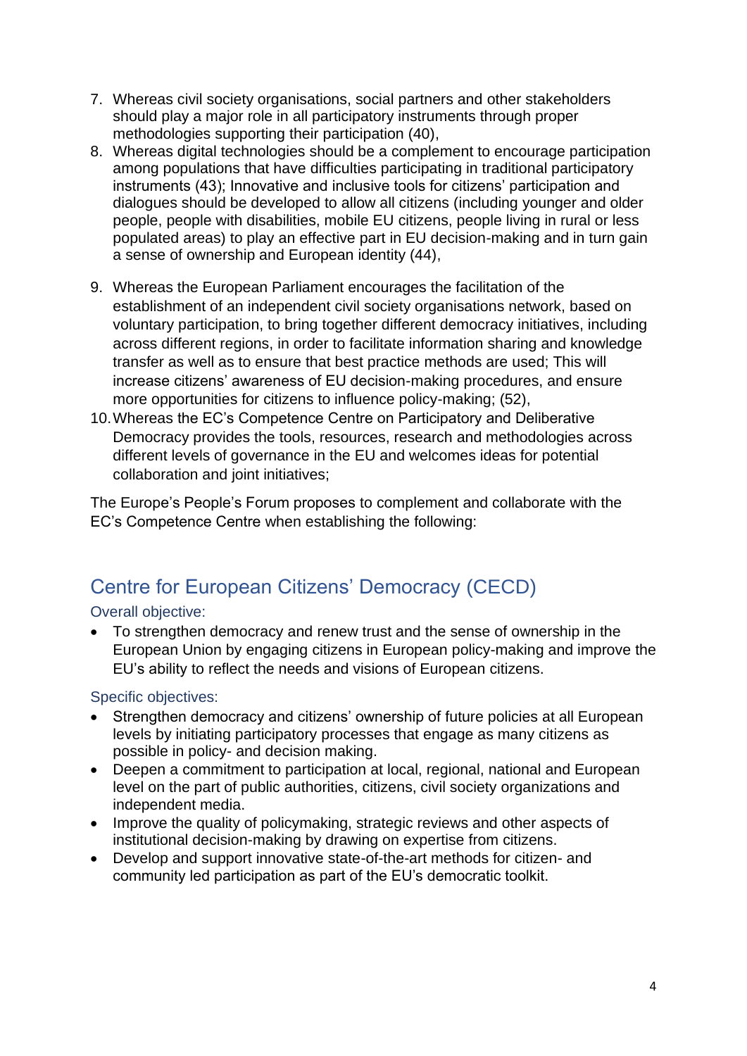7. Whereas civil society organisations, social partners and other stakeholders should play a major role in all participatory instruments through proper methodologies supporting their participation (40),
8. Whereas digital technologies should be a complement to encourage participation among populations that have difficulties participating in traditional participatory instruments (43); Innovative and inclusive tools for citizens' participation and dialogues should be developed to allow all citizens (including younger and older people, people with disabilities, mobile EU citizens, people living in rural or less populated areas) to play an effective part in EU decision-making and in turn gain a sense of ownership and European identity (44),
9. Whereas the European Parliament encourages the facilitation of the establishment of an independent civil society organisations network, based on voluntary participation, to bring together different democracy initiatives, including across different regions, in order to facilitate information sharing and knowledge transfer as well as to ensure that best practice methods are used; This will increase citizens' awareness of EU decision-making procedures, and ensure more opportunities for citizens to influence policy-making; (52),
10. Whereas the EC's Competence Centre on Participatory and Deliberative Democracy provides the tools, resources, research and methodologies across different levels of governance in the EU and welcomes ideas for potential collaboration and joint initiatives;

The Europe's People's Forum proposes to complement and collaborate with the EC's Competence Centre when establishing the following:

## Centre for European Citizens' Democracy (CECD)

### Overall objective:

- To strengthen democracy and renew trust and the sense of ownership in the European Union by engaging citizens in European policy-making and improve the EU's ability to reflect the needs and visions of European citizens.

### Specific objectives:

- Strengthen democracy and citizens' ownership of future policies at all European levels by initiating participatory processes that engage as many citizens as possible in policy- and decision making.
- Deepen a commitment to participation at local, regional, national and European level on the part of public authorities, citizens, civil society organizations and independent media.
- Improve the quality of policymaking, strategic reviews and other aspects of institutional decision-making by drawing on expertise from citizens.
- Develop and support innovative state-of-the-art methods for citizen- and community led participation as part of the EU's democratic toolkit.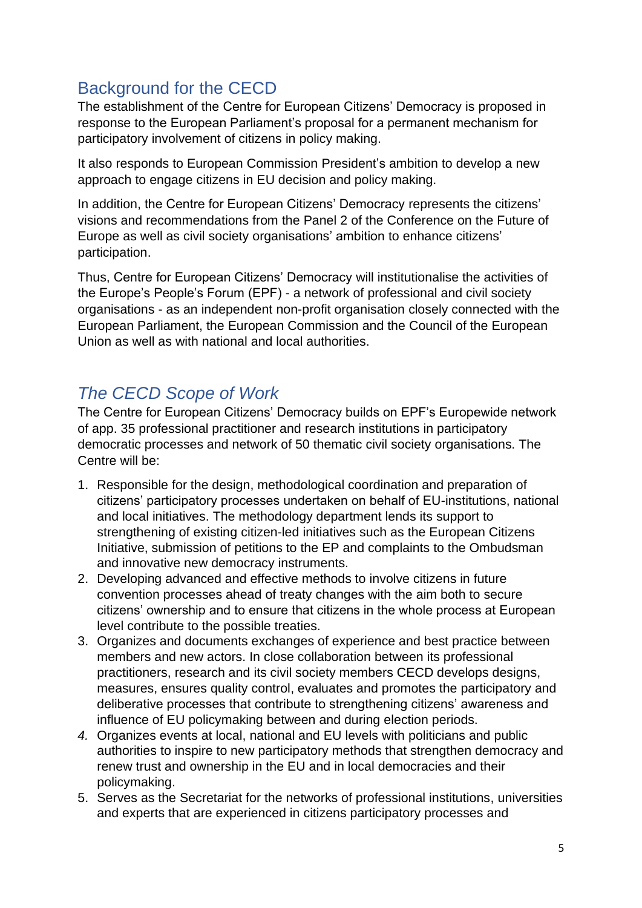## Background for the CECD

The establishment of the Centre for European Citizens' Democracy is proposed in response to the European Parliament's proposal for a permanent mechanism for participatory involvement of citizens in policy making.

It also responds to European Commission President's ambition to develop a new approach to engage citizens in EU decision and policy making.

In addition, the Centre for European Citizens' Democracy represents the citizens' visions and recommendations from the Panel 2 of the Conference on the Future of Europe as well as civil society organisations' ambition to enhance citizens' participation.

Thus, Centre for European Citizens' Democracy will institutionalise the activities of the Europe's People's Forum (EPF) - a network of professional and civil society organisations - as an independent non-profit organisation closely connected with the European Parliament, the European Commission and the Council of the European Union as well as with national and local authorities.

## *The CECD Scope of Work*

The Centre for European Citizens' Democracy builds on EPF's Europewide network of app. 35 professional practitioner and research institutions in participatory democratic processes and network of 50 thematic civil society organisations. The Centre will be:

1. Responsible for the design, methodological coordination and preparation of citizens' participatory processes undertaken on behalf of EU-institutions, national and local initiatives. The methodology department lends its support to strengthening of existing citizen-led initiatives such as the European Citizens Initiative, submission of petitions to the EP and complaints to the Ombudsman and innovative new democracy instruments.
2. Developing advanced and effective methods to involve citizens in future convention processes ahead of treaty changes with the aim both to secure citizens' ownership and to ensure that citizens in the whole process at European level contribute to the possible treaties.
3. Organizes and documents exchanges of experience and best practice between members and new actors. In close collaboration between its professional practitioners, research and its civil society members CECD develops designs, measures, ensures quality control, evaluates and promotes the participatory and deliberative processes that contribute to strengthening citizens' awareness and influence of EU policymaking between and during election periods.
4. Organizes events at local, national and EU levels with politicians and public authorities to inspire to new participatory methods that strengthen democracy and renew trust and ownership in the EU and in local democracies and their policymaking.
5. Serves as the Secretariat for the networks of professional institutions, universities and experts that are experienced in citizens participatory processes and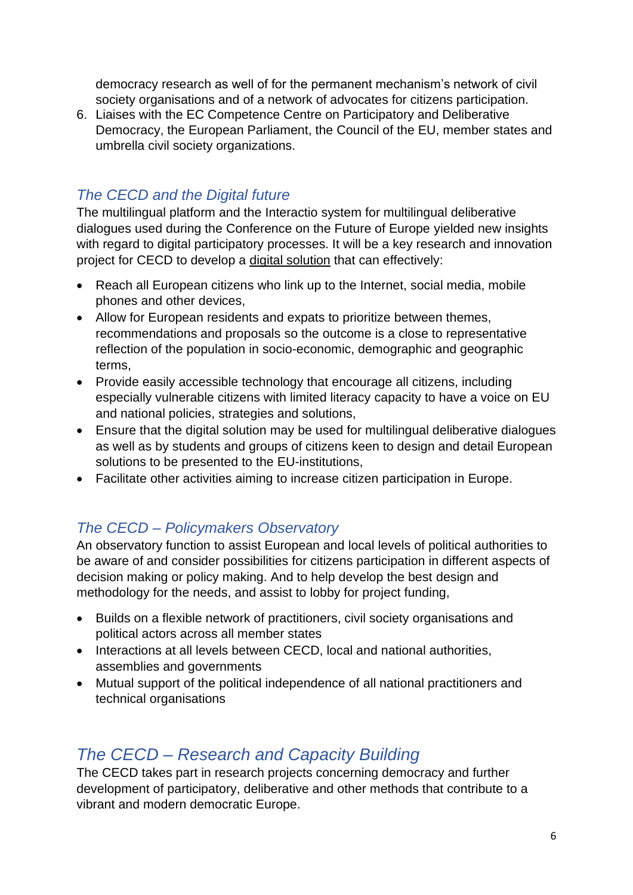democracy research as well of for the permanent mechanism's network of civil society organisations and of a network of advocates for citizens participation.

6. Liaises with the EC Competence Centre on Participatory and Deliberative Democracy, the European Parliament, the Council of the EU, member states and umbrella civil society organizations.

### *The CECD and the Digital future*

The multilingual platform and the Interactio system for multilingual deliberative dialogues used during the Conference on the Future of Europe yielded new insights with regard to digital participatory processes. It will be a key research and innovation project for CECD to develop a <u>digital solution</u> that can effectively:

- Reach all European citizens who link up to the Internet, social media, mobile phones and other devices,
- Allow for European residents and expats to prioritize between themes, recommendations and proposals so the outcome is a close to representative reflection of the population in socio-economic, demographic and geographic terms,
- Provide easily accessible technology that encourage all citizens, including especially vulnerable citizens with limited literacy capacity to have a voice on EU and national policies, strategies and solutions,
- Ensure that the digital solution may be used for multilingual deliberative dialogues as well as by students and groups of citizens keen to design and detail European solutions to be presented to the EU-institutions,
- Facilitate other activities aiming to increase citizen participation in Europe.

### *The CECD – Policymakers Observatory*

An observatory function to assist European and local levels of political authorities to be aware of and consider possibilities for citizens participation in different aspects of decision making or policy making. And to help develop the best design and methodology for the needs, and assist to lobby for project funding,

- Builds on a flexible network of practitioners, civil society organisations and political actors across all member states
- Interactions at all levels between CECD, local and national authorities, assemblies and governments
- Mutual support of the political independence of all national practitioners and technical organisations

## *The CECD – Research and Capacity Building*

The CECD takes part in research projects concerning democracy and further development of participatory, deliberative and other methods that contribute to a vibrant and modern democratic Europe.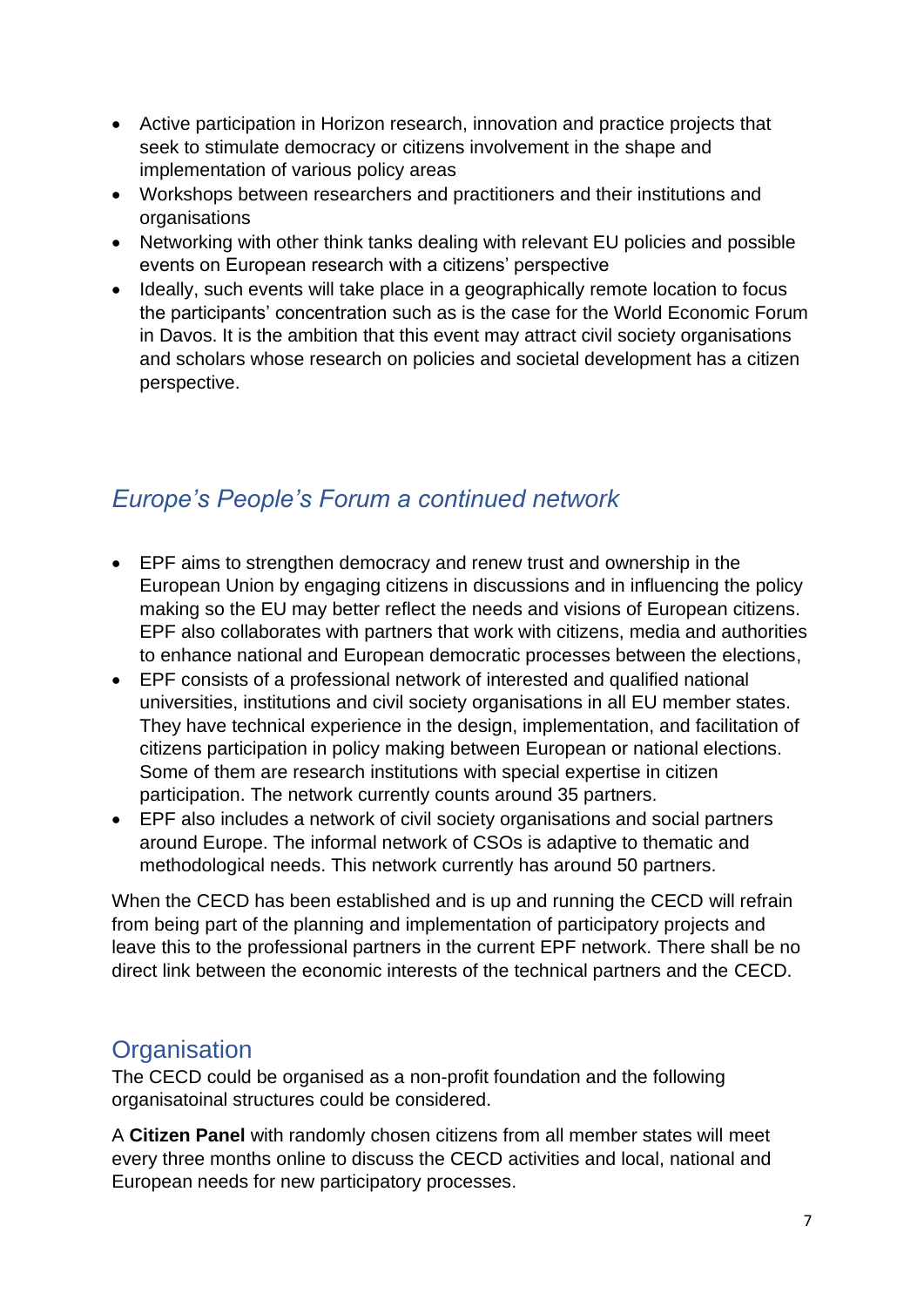- Active participation in Horizon research, innovation and practice projects that seek to stimulate democracy or citizens involvement in the shape and implementation of various policy areas
- Workshops between researchers and practitioners and their institutions and organisations
- Networking with other think tanks dealing with relevant EU policies and possible events on European research with a citizens' perspective
- Ideally, such events will take place in a geographically remote location to focus the participants' concentration such as is the case for the World Economic Forum in Davos. It is the ambition that this event may attract civil society organisations and scholars whose research on policies and societal development has a citizen perspective.

## *Europe's People's Forum a continued network*

- EPF aims to strengthen democracy and renew trust and ownership in the European Union by engaging citizens in discussions and in influencing the policy making so the EU may better reflect the needs and visions of European citizens. EPF also collaborates with partners that work with citizens, media and authorities to enhance national and European democratic processes between the elections,
- EPF consists of a professional network of interested and qualified national universities, institutions and civil society organisations in all EU member states. They have technical experience in the design, implementation, and facilitation of citizens participation in policy making between European or national elections. Some of them are research institutions with special expertise in citizen participation. The network currently counts around 35 partners.
- EPF also includes a network of civil society organisations and social partners around Europe. The informal network of CSOs is adaptive to thematic and methodological needs. This network currently has around 50 partners.

When the CECD has been established and is up and running the CECD will refrain from being part of the planning and implementation of participatory projects and leave this to the professional partners in the current EPF network. There shall be no direct link between the economic interests of the technical partners and the CECD.

## Organisation

The CECD could be organised as a non-profit foundation and the following organisatoinal structures could be considered.

A **Citizen Panel** with randomly chosen citizens from all member states will meet every three months online to discuss the CECD activities and local, national and European needs for new participatory processes.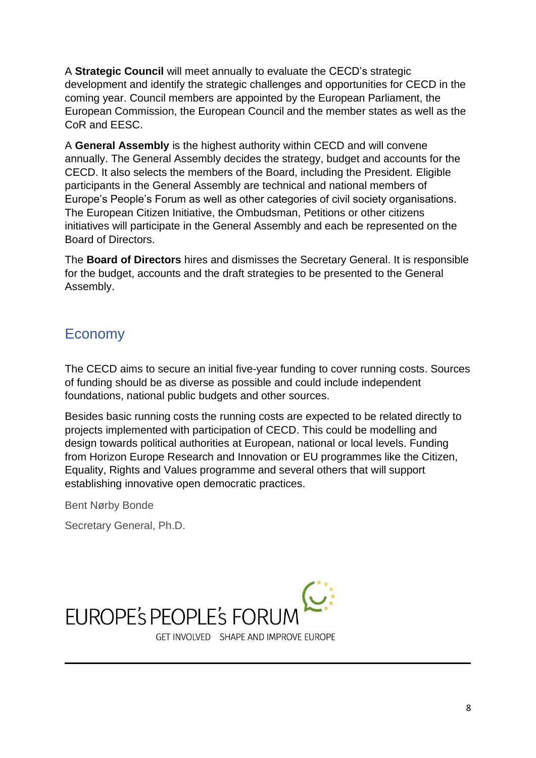A **Strategic Council** will meet annually to evaluate the CECD's strategic development and identify the strategic challenges and opportunities for CECD in the coming year. Council members are appointed by the European Parliament, the European Commission, the European Council and the member states as well as the CoR and EESC.

A **General Assembly** is the highest authority within CECD and will convene annually. The General Assembly decides the strategy, budget and accounts for the CECD. It also selects the members of the Board, including the President. Eligible participants in the General Assembly are technical and national members of Europe's People's Forum as well as other categories of civil society organisations. The European Citizen Initiative, the Ombudsman, Petitions or other citizens initiatives will participate in the General Assembly and each be represented on the Board of Directors.

The **Board of Directors** hires and dismisses the Secretary General. It is responsible for the budget, accounts and the draft strategies to be presented to the General Assembly.

## Economy

The CECD aims to secure an initial five-year funding to cover running costs. Sources of funding should be as diverse as possible and could include independent foundations, national public budgets and other sources.

Besides basic running costs the running costs are expected to be related directly to projects implemented with participation of CECD. This could be modelling and design towards political authorities at European, national or local levels. Funding from Horizon Europe Research and Innovation or EU programmes like the Citizen, Equality, Rights and Values programme and several others that will support establishing innovative open democratic practices.

Bent Nørby Bonde

Secretary General, Ph.D.

EUROPE'S PEOPLE'S FORUM

GET INVOLVED SHAPE AND IMPROVE EUROPE